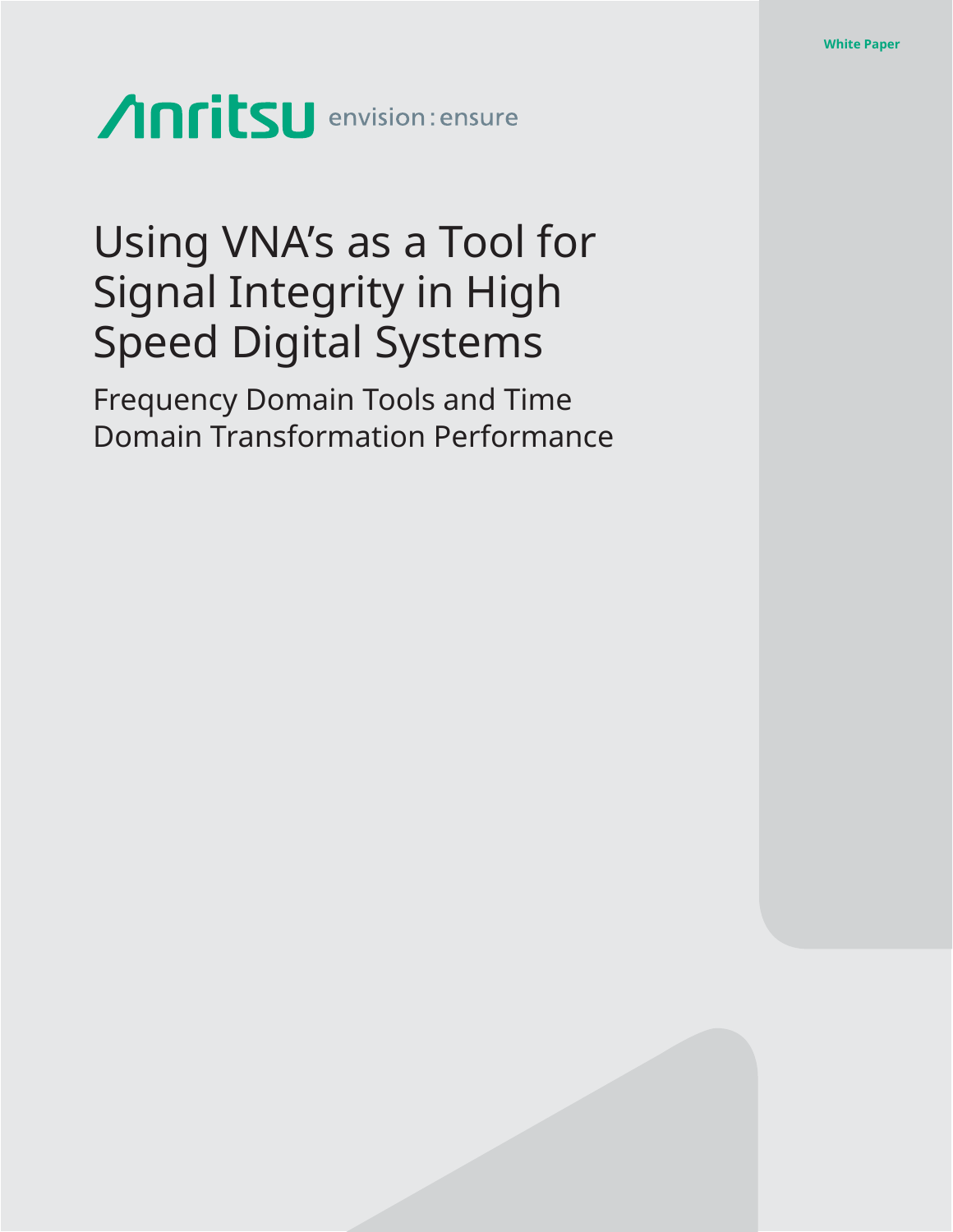White Paper

Anritsu envision : ensure

# Using VNA's as a Tool for Signal Integrity in High Speed Digital Systems

## Frequency Domain Tools and Time Domain Transformation Performance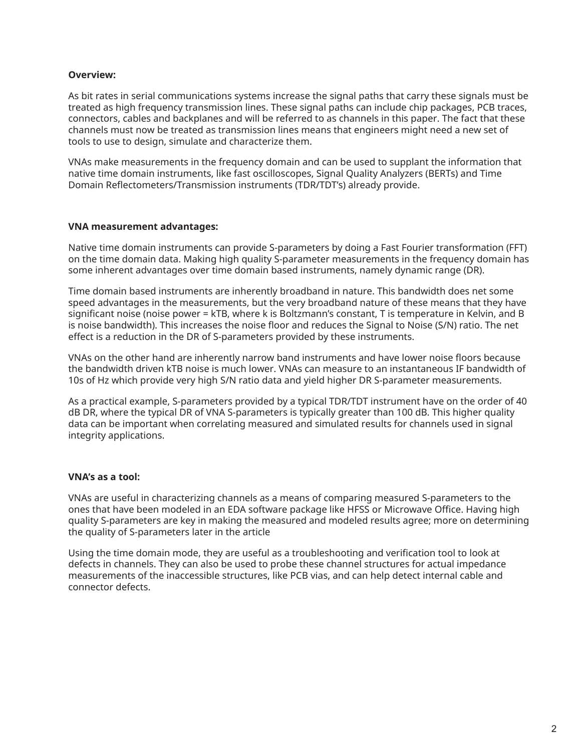**Overview:**

As bit rates in serial communications systems increase the signal paths that carry these signals must be treated as high frequency transmission lines. These signal paths can include chip packages, PCB traces, connectors, cables and backplanes and will be referred to as channels in this paper. The fact that these channels must now be treated as transmission lines means that engineers might need a new set of tools to use to design, simulate and characterize them.

VNAs make measurements in the frequency domain and can be used to supplant the information that native time domain instruments, like fast oscilloscopes, Signal Quality Analyzers (BERTs) and Time Domain Reflectometers/Transmission instruments (TDR/TDT's) already provide.

**VNA measurement advantages:**

Native time domain instruments can provide S-parameters by doing a Fast Fourier transformation (FFT) on the time domain data. Making high quality S-parameter measurements in the frequency domain has some inherent advantages over time domain based instruments, namely dynamic range (DR).

Time domain based instruments are inherently broadband in nature. This bandwidth does net some speed advantages in the measurements, but the very broadband nature of these means that they have significant noise (noise power = kTB, where k is Boltzmann's constant, T is temperature in Kelvin, and B is noise bandwidth). This increases the noise floor and reduces the Signal to Noise (S/N) ratio. The net effect is a reduction in the DR of S-parameters provided by these instruments.

VNAs on the other hand are inherently narrow band instruments and have lower noise floors because the bandwidth driven kTB noise is much lower. VNAs can measure to an instantaneous IF bandwidth of 10s of Hz which provide very high S/N ratio data and yield higher DR S-parameter measurements.

As a practical example, S-parameters provided by a typical TDR/TDT instrument have on the order of 40 dB DR, where the typical DR of VNA S-parameters is typically greater than 100 dB. This higher quality data can be important when correlating measured and simulated results for channels used in signal integrity applications.

**VNA's as a tool:**

VNAs are useful in characterizing channels as a means of comparing measured S-parameters to the ones that have been modeled in an EDA software package like HFSS or Microwave Office. Having high quality S-parameters are key in making the measured and modeled results agree; more on determining the quality of S-parameters later in the article

Using the time domain mode, they are useful as a troubleshooting and verification tool to look at defects in channels. They can also be used to probe these channel structures for actual impedance measurements of the inaccessible structures, like PCB vias, and can help detect internal cable and connector defects.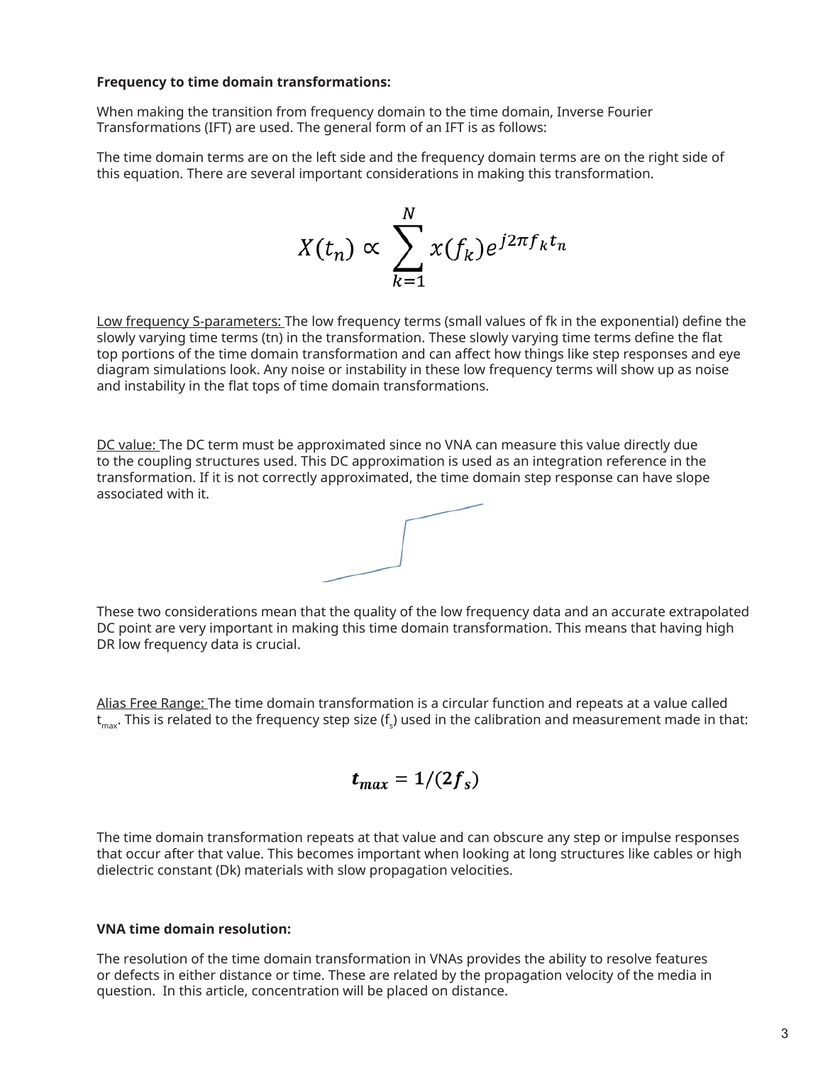**Frequency to time domain transformations:**

When making the transition from frequency domain to the time domain, Inverse Fourier Transformations (IFT) are used. The general form of an IFT is as follows:

The time domain terms are on the left side and the frequency domain terms are on the right side of this equation. There are several important considerations in making this transformation.

$$X(t_n) \propto \sum_{k=1}^{N} x(f_k) e^{j2\pi f_k t_n}$$

Low frequency S-parameters: The low frequency terms (small values of fk in the exponential) define the slowly varying time terms (tn) in the transformation. These slowly varying time terms define the flat top portions of the time domain transformation and can affect how things like step responses and eye diagram simulations look. Any noise or instability in these low frequency terms will show up as noise and instability in the flat tops of time domain transformations.

DC value: The DC term must be approximated since no VNA can measure this value directly due to the coupling structures used. This DC approximation is used as an integration reference in the transformation. If it is not correctly approximated, the time domain step response can have slope associated with it.

These two considerations mean that the quality of the low frequency data and an accurate extrapolated DC point are very important in making this time domain transformation. This means that having high DR low frequency data is crucial.

Alias Free Range: The time domain transformation is a circular function and repeats at a value called $t_{max}$. This is related to the frequency step size ($f_s$) used in the calibration and measurement made in that:

$$\boldsymbol{t_{max}} = \mathbf{1}/(\mathbf{2}\boldsymbol{f_s})$$

The time domain transformation repeats at that value and can obscure any step or impulse responses that occur after that value. This becomes important when looking at long structures like cables or high dielectric constant (Dk) materials with slow propagation velocities.

**VNA time domain resolution:**

The resolution of the time domain transformation in VNAs provides the ability to resolve features or defects in either distance or time. These are related by the propagation velocity of the media in question. In this article, concentration will be placed on distance.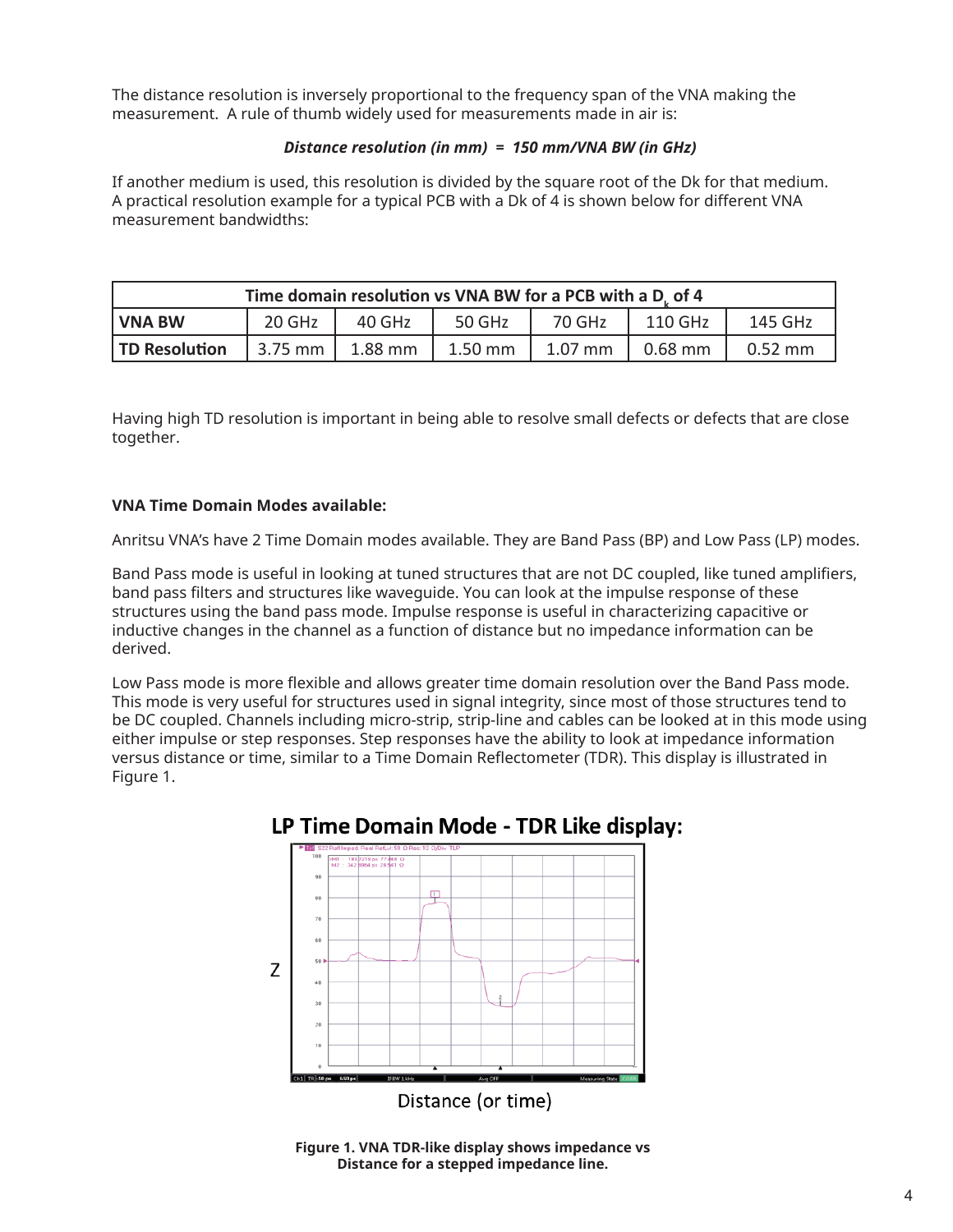The distance resolution is inversely proportional to the frequency span of the VNA making the measurement. A rule of thumb widely used for measurements made in air is:

***Distance resolution (in mm) = 150 mm/VNA BW (in GHz)***

If another medium is used, this resolution is divided by the square root of the Dk for that medium. A practical resolution example for a typical PCB with a Dk of 4 is shown below for different VNA measurement bandwidths:

| Time domain resolution vs VNA BW for a PCB with a $D_k$ of 4 | | | | | | |
|---|---|---|---|---|---|---|
| **VNA BW** | 20 GHz | 40 GHz | 50 GHz | 70 GHz | 110 GHz | 145 GHz |
| **TD Resolution** | 3.75 mm | 1.88 mm | 1.50 mm | 1.07 mm | 0.68 mm | 0.52 mm |

Having high TD resolution is important in being able to resolve small defects or defects that are close together.

**VNA Time Domain Modes available:**

Anritsu VNA's have 2 Time Domain modes available. They are Band Pass (BP) and Low Pass (LP) modes.

Band Pass mode is useful in looking at tuned structures that are not DC coupled, like tuned amplifiers, band pass filters and structures like waveguide. You can look at the impulse response of these structures using the band pass mode. Impulse response is useful in characterizing capacitive or inductive changes in the channel as a function of distance but no impedance information can be derived.

Low Pass mode is more flexible and allows greater time domain resolution over the Band Pass mode. This mode is very useful for structures used in signal integrity, since most of those structures tend to be DC coupled. Channels including micro-strip, strip-line and cables can be looked at in this mode using either impulse or step responses. Step responses have the ability to look at impedance information versus distance or time, similar to a Time Domain Reflectometer (TDR). This display is illustrated in Figure 1.

**LP Time Domain Mode - TDR Like display:**

**Figure 1. VNA TDR-like display shows impedance vs Distance for a stepped impedance line.**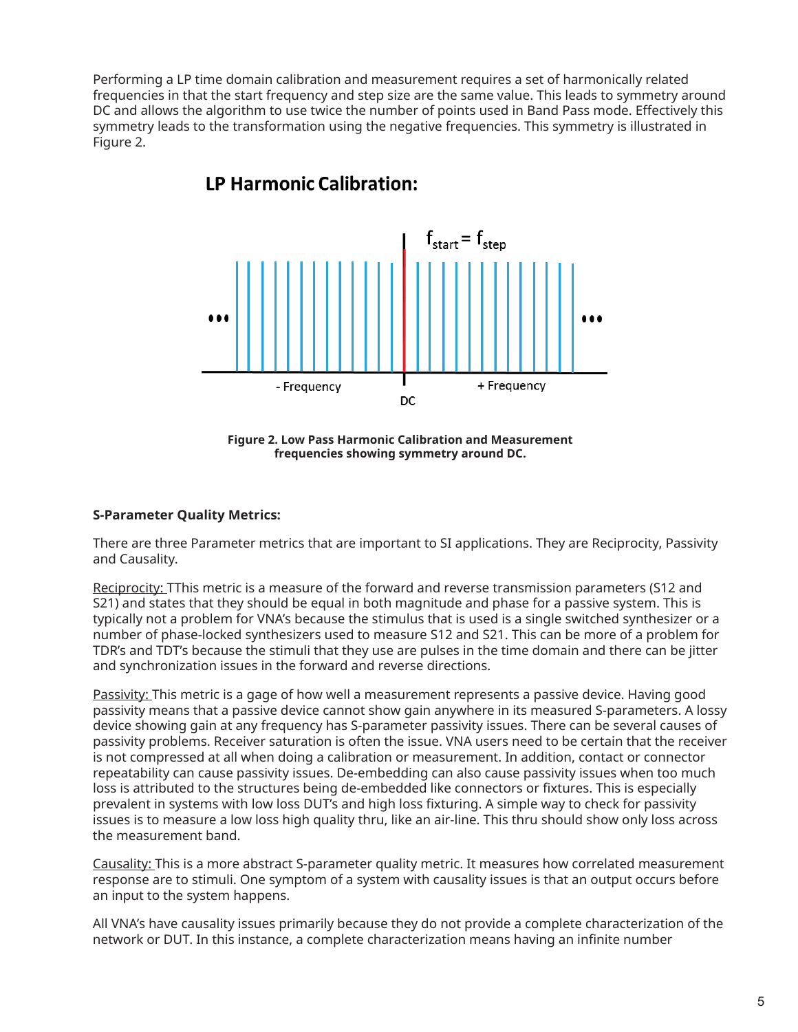Performing a LP time domain calibration and measurement requires a set of harmonically related frequencies in that the start frequency and step size are the same value. This leads to symmetry around DC and allows the algorithm to use twice the number of points used in Band Pass mode. Effectively this symmetry leads to the transformation using the negative frequencies. This symmetry is illustrated in Figure 2.

**LP Harmonic Calibration:**

$f_{start} = f_{step}$

- Frequency    DC    + Frequency

**Figure 2. Low Pass Harmonic Calibration and Measurement frequencies showing symmetry around DC.**

**S-Parameter Quality Metrics:**

There are three Parameter metrics that are important to SI applications. They are Reciprocity, Passivity and Causality.

Reciprocity: TThis metric is a measure of the forward and reverse transmission parameters (S12 and S21) and states that they should be equal in both magnitude and phase for a passive system. This is typically not a problem for VNA's because the stimulus that is used is a single switched synthesizer or a number of phase-locked synthesizers used to measure S12 and S21. This can be more of a problem for TDR's and TDT's because the stimuli that they use are pulses in the time domain and there can be jitter and synchronization issues in the forward and reverse directions.

Passivity: This metric is a gage of how well a measurement represents a passive device. Having good passivity means that a passive device cannot show gain anywhere in its measured S-parameters. A lossy device showing gain at any frequency has S-parameter passivity issues. There can be several causes of passivity problems. Receiver saturation is often the issue. VNA users need to be certain that the receiver is not compressed at all when doing a calibration or measurement. In addition, contact or connector repeatability can cause passivity issues. De-embedding can also cause passivity issues when too much loss is attributed to the structures being de-embedded like connectors or fixtures. This is especially prevalent in systems with low loss DUT's and high loss fixturing. A simple way to check for passivity issues is to measure a low loss high quality thru, like an air-line. This thru should show only loss across the measurement band.

Causality: This is a more abstract S-parameter quality metric. It measures how correlated measurement response are to stimuli. One symptom of a system with causality issues is that an output occurs before an input to the system happens.

All VNA's have causality issues primarily because they do not provide a complete characterization of the network or DUT. In this instance, a complete characterization means having an infinite number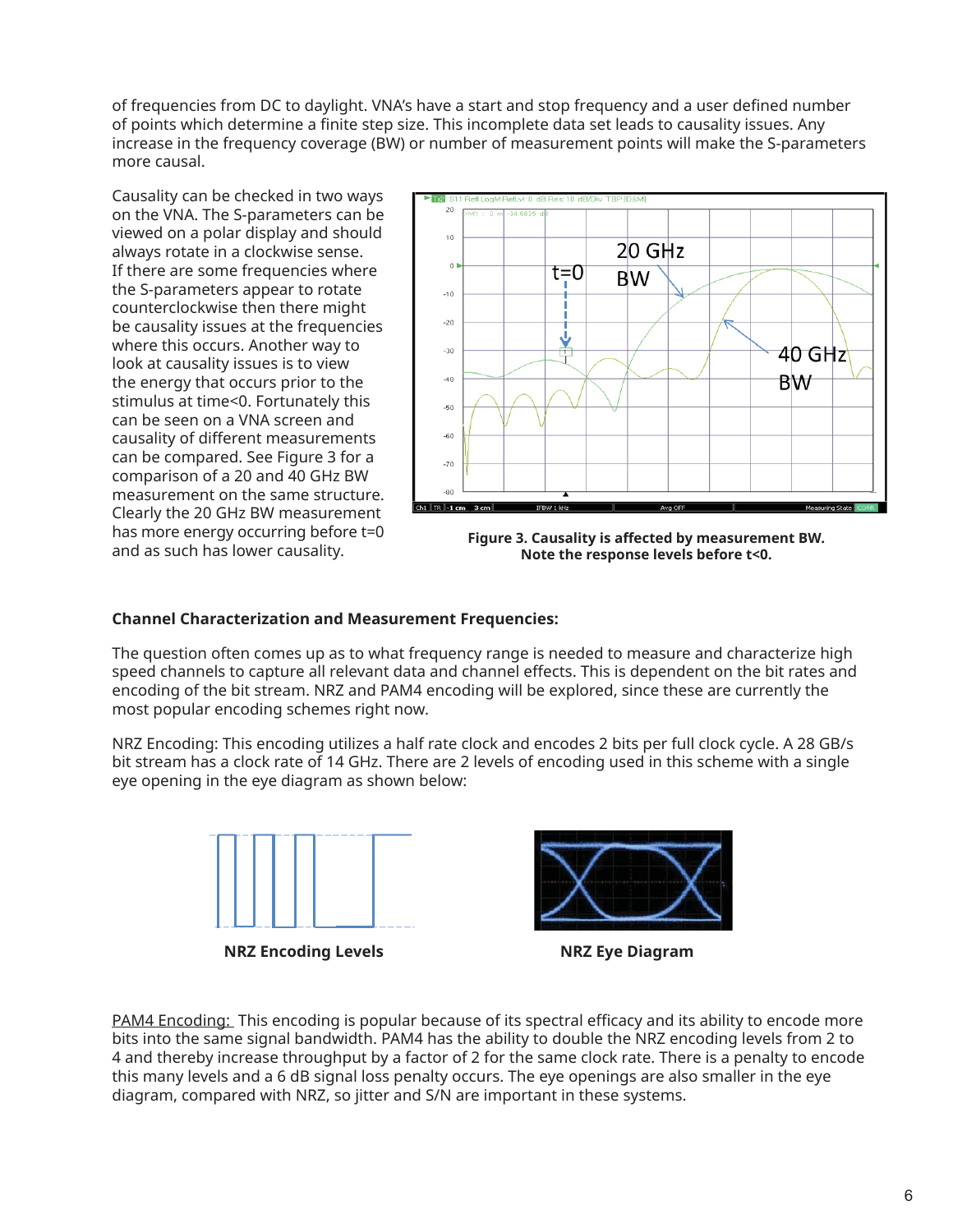of frequencies from DC to daylight. VNA's have a start and stop frequency and a user defined number of points which determine a finite step size. This incomplete data set leads to causality issues. Any increase in the frequency coverage (BW) or number of measurement points will make the S-parameters more causal.

Causality can be checked in two ways on the VNA. The S-parameters can be viewed on a polar display and should always rotate in a clockwise sense. If there are some frequencies where the S-parameters appear to rotate counterclockwise then there might be causality issues at the frequencies where this occurs. Another way to look at causality issues is to view the energy that occurs prior to the stimulus at time<0. Fortunately this can be seen on a VNA screen and causality of different measurements can be compared. See Figure 3 for a comparison of a 20 and 40 GHz BW measurement on the same structure. Clearly the 20 GHz BW measurement has more energy occurring before t=0 and as such has lower causality.

**Figure 3. Causality is affected by measurement BW. Note the response levels before t<0.**

**Channel Characterization and Measurement Frequencies:**

The question often comes up as to what frequency range is needed to measure and characterize high speed channels to capture all relevant data and channel effects. This is dependent on the bit rates and encoding of the bit stream. NRZ and PAM4 encoding will be explored, since these are currently the most popular encoding schemes right now.

NRZ Encoding: This encoding utilizes a half rate clock and encodes 2 bits per full clock cycle. A 28 GB/s bit stream has a clock rate of 14 GHz. There are 2 levels of encoding used in this scheme with a single eye opening in the eye diagram as shown below:

**NRZ Encoding Levels**

**NRZ Eye Diagram**

PAM4 Encoding: This encoding is popular because of its spectral efficacy and its ability to encode more bits into the same signal bandwidth. PAM4 has the ability to double the NRZ encoding levels from 2 to 4 and thereby increase throughput by a factor of 2 for the same clock rate. There is a penalty to encode this many levels and a 6 dB signal loss penalty occurs. The eye openings are also smaller in the eye diagram, compared with NRZ, so jitter and S/N are important in these systems.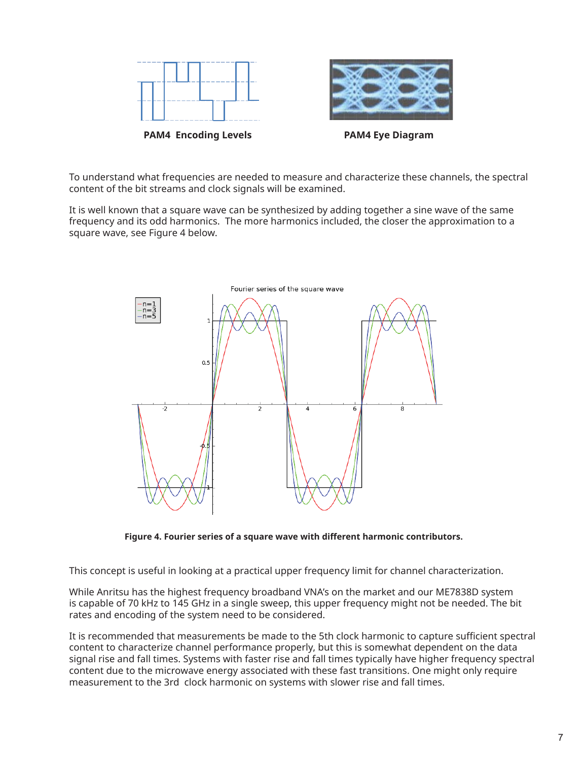**PAM4 Encoding Levels**

**PAM4 Eye Diagram**

To understand what frequencies are needed to measure and characterize these channels, the spectral content of the bit streams and clock signals will be examined.

It is well known that a square wave can be synthesized by adding together a sine wave of the same frequency and its odd harmonics. The more harmonics included, the closer the approximation to a square wave, see Figure 4 below.

**Figure 4. Fourier series of a square wave with different harmonic contributors.**

This concept is useful in looking at a practical upper frequency limit for channel characterization.

While Anritsu has the highest frequency broadband VNA's on the market and our ME7838D system is capable of 70 kHz to 145 GHz in a single sweep, this upper frequency might not be needed. The bit rates and encoding of the system need to be considered.

It is recommended that measurements be made to the 5th clock harmonic to capture sufficient spectral content to characterize channel performance properly, but this is somewhat dependent on the data signal rise and fall times. Systems with faster rise and fall times typically have higher frequency spectral content due to the microwave energy associated with these fast transitions. One might only require measurement to the 3rd clock harmonic on systems with slower rise and fall times.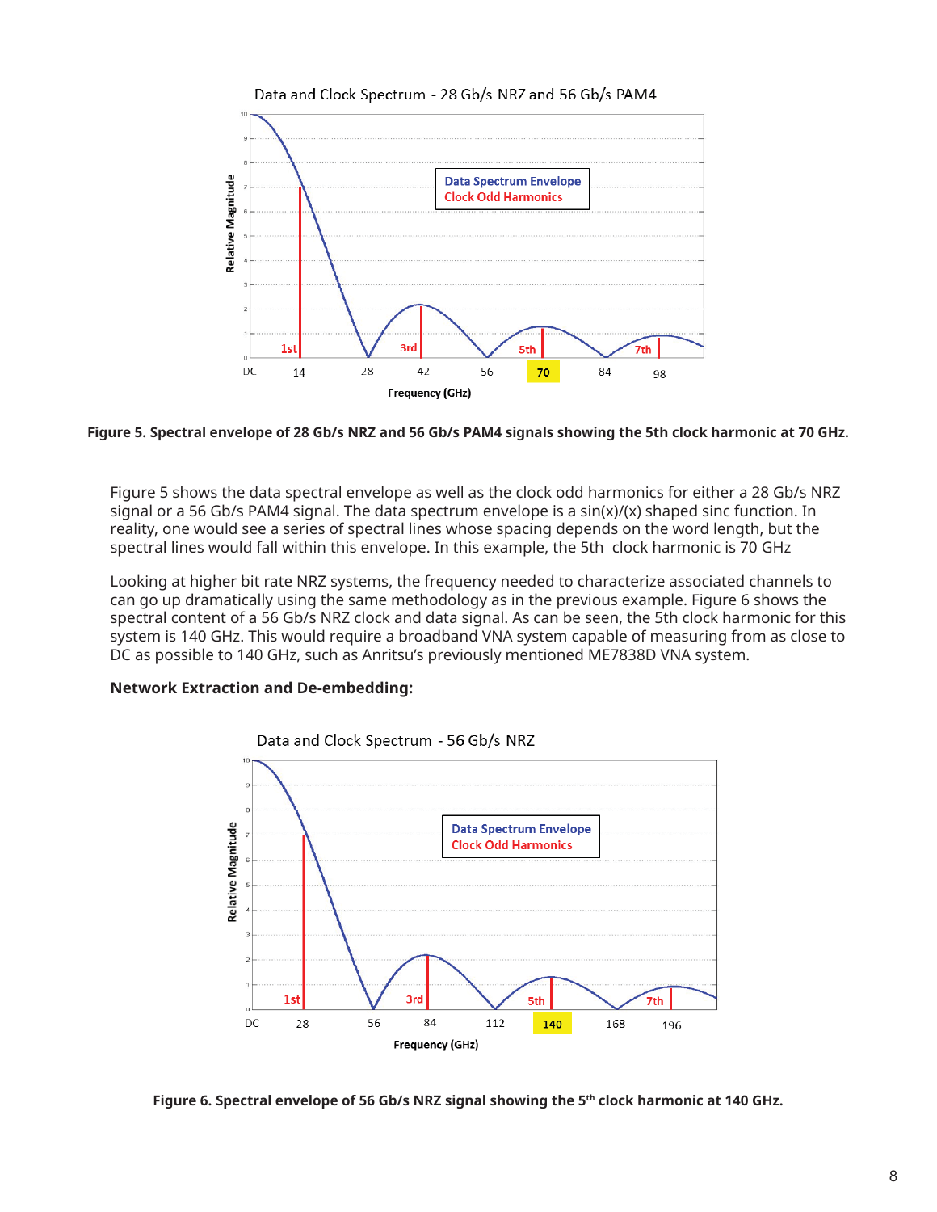Figure 5. Spectral envelope of 28 Gb/s NRZ and 56 Gb/s PAM4 signals showing the 5th clock harmonic at 70 GHz.

Figure 5 shows the data spectral envelope as well as the clock odd harmonics for either a 28 Gb/s NRZ signal or a 56 Gb/s PAM4 signal. The data spectrum envelope is a sin(x)/(x) shaped sinc function. In reality, one would see a series of spectral lines whose spacing depends on the word length, but the spectral lines would fall within this envelope. In this example, the 5th clock harmonic is 70 GHz

Looking at higher bit rate NRZ systems, the frequency needed to characterize associated channels to can go up dramatically using the same methodology as in the previous example. Figure 6 shows the spectral content of a 56 Gb/s NRZ clock and data signal. As can be seen, the 5th clock harmonic for this system is 140 GHz. This would require a broadband VNA system capable of measuring from as close to DC as possible to 140 GHz, such as Anritsu's previously mentioned ME7838D VNA system.

**Network Extraction and De-embedding:**

Figure 6. Spectral envelope of 56 Gb/s NRZ signal showing the 5th clock harmonic at 140 GHz.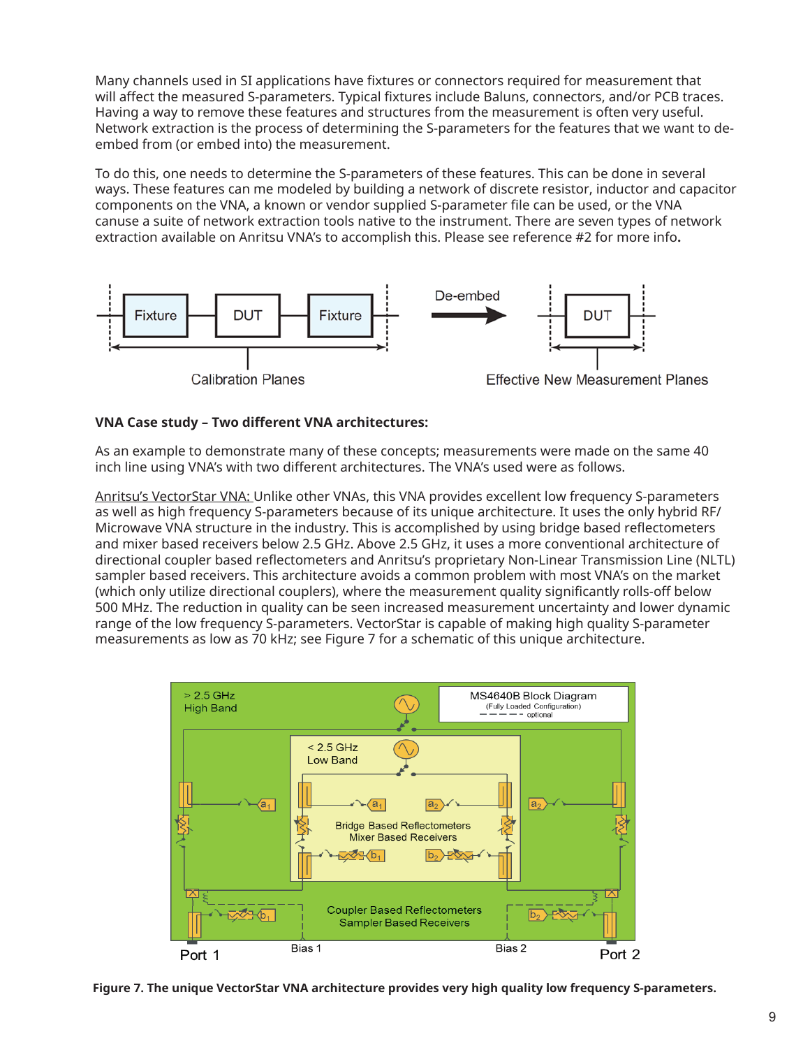Many channels used in SI applications have fixtures or connectors required for measurement that will affect the measured S-parameters. Typical fixtures include Baluns, connectors, and/or PCB traces. Having a way to remove these features and structures from the measurement is often very useful. Network extraction is the process of determining the S-parameters for the features that we want to de-embed from (or embed into) the measurement.

To do this, one needs to determine the S-parameters of these features. This can be done in several ways. These features can me modeled by building a network of discrete resistor, inductor and capacitor components on the VNA, a known or vendor supplied S-parameter file can be used, or the VNA canuse a suite of network extraction tools native to the instrument. There are seven types of network extraction available on Anritsu VNA's to accomplish this. Please see reference #2 for more info.

**VNA Case study – Two different VNA architectures:**

As an example to demonstrate many of these concepts; measurements were made on the same 40 inch line using VNA's with two different architectures. The VNA's used were as follows.

Anritsu's VectorStar VNA: Unlike other VNAs, this VNA provides excellent low frequency S-parameters as well as high frequency S-parameters because of its unique architecture. It uses the only hybrid RF/Microwave VNA structure in the industry. This is accomplished by using bridge based reflectometers and mixer based receivers below 2.5 GHz. Above 2.5 GHz, it uses a more conventional architecture of directional coupler based reflectometers and Anritsu's proprietary Non-Linear Transmission Line (NLTL) sampler based receivers. This architecture avoids a common problem with most VNA's on the market (which only utilize directional couplers), where the measurement quality significantly rolls-off below 500 MHz. The reduction in quality can be seen increased measurement uncertainty and lower dynamic range of the low frequency S-parameters. VectorStar is capable of making high quality S-parameter measurements as low as 70 kHz; see Figure 7 for a schematic of this unique architecture.

**Figure 7. The unique VectorStar VNA architecture provides very high quality low frequency S-parameters.**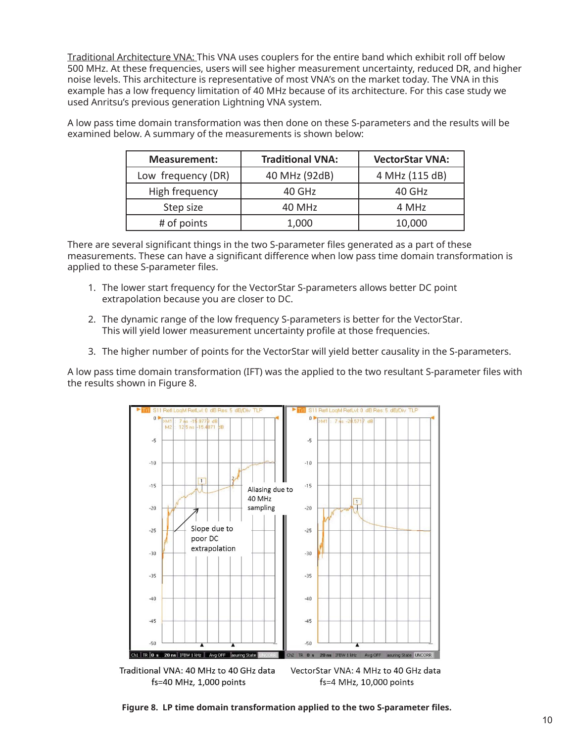Traditional Architecture VNA: This VNA uses couplers for the entire band which exhibit roll off below 500 MHz. At these frequencies, users will see higher measurement uncertainty, reduced DR, and higher noise levels. This architecture is representative of most VNA's on the market today. The VNA in this example has a low frequency limitation of 40 MHz because of its architecture. For this case study we used Anritsu's previous generation Lightning VNA system.

A low pass time domain transformation was then done on these S-parameters and the results will be examined below. A summary of the measurements is shown below:

| Measurement: | Traditional VNA: | VectorStar VNA: |
|---|---|---|
| Low frequency (DR) | 40 MHz (92dB) | 4 MHz (115 dB) |
| High frequency | 40 GHz | 40 GHz |
| Step size | 40 MHz | 4 MHz |
| # of points | 1,000 | 10,000 |

There are several significant things in the two S-parameter files generated as a part of these measurements. These can have a significant difference when low pass time domain transformation is applied to these S-parameter files.

1. The lower start frequency for the VectorStar S-parameters allows better DC point extrapolation because you are closer to DC.
2. The dynamic range of the low frequency S-parameters is better for the VectorStar. This will yield lower measurement uncertainty profile at those frequencies.
3. The higher number of points for the VectorStar will yield better causality in the S-parameters.

A low pass time domain transformation (IFT) was the applied to the two resultant S-parameter files with the results shown in Figure 8.

Traditional VNA: 40 MHz to 40 GHz data
fs=40 MHz, 1,000 points

VectorStar VNA: 4 MHz to 40 GHz data
fs=4 MHz, 10,000 points

**Figure 8. LP time domain transformation applied to the two S-parameter files.**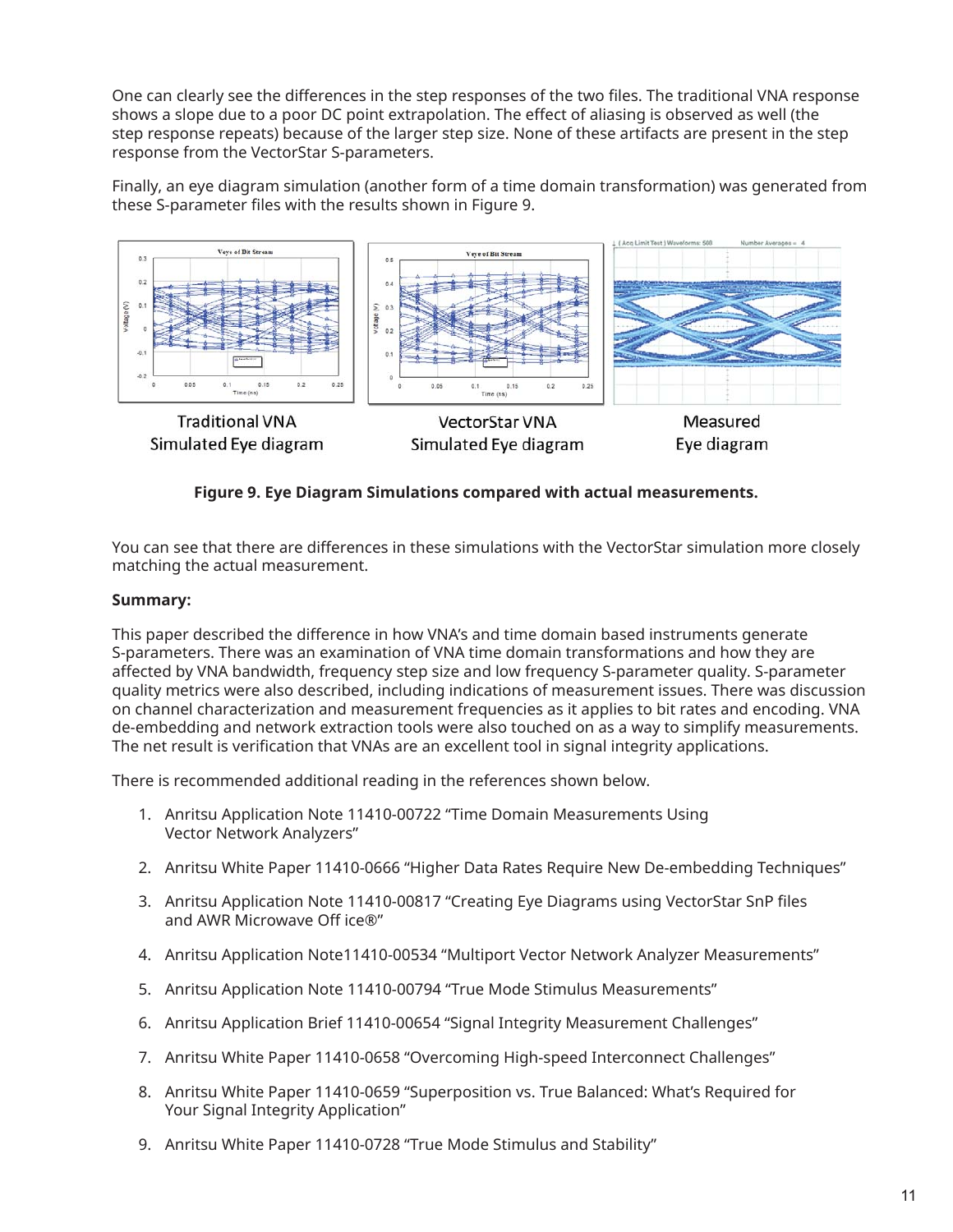One can clearly see the differences in the step responses of the two files. The traditional VNA response shows a slope due to a poor DC point extrapolation. The effect of aliasing is observed as well (the step response repeats) because of the larger step size. None of these artifacts are present in the step response from the VectorStar S-parameters.

Finally, an eye diagram simulation (another form of a time domain transformation) was generated from these S-parameter files with the results shown in Figure 9.

Traditional VNA Simulated Eye diagram

VectorStar VNA Simulated Eye diagram

Measured Eye diagram

**Figure 9. Eye Diagram Simulations compared with actual measurements.**

You can see that there are differences in these simulations with the VectorStar simulation more closely matching the actual measurement.

**Summary:**

This paper described the difference in how VNA's and time domain based instruments generate S-parameters. There was an examination of VNA time domain transformations and how they are affected by VNA bandwidth, frequency step size and low frequency S-parameter quality. S-parameter quality metrics were also described, including indications of measurement issues. There was discussion on channel characterization and measurement frequencies as it applies to bit rates and encoding. VNA de-embedding and network extraction tools were also touched on as a way to simplify measurements. The net result is verification that VNAs are an excellent tool in signal integrity applications.

There is recommended additional reading in the references shown below.

1. Anritsu Application Note 11410-00722 "Time Domain Measurements Using Vector Network Analyzers"
2. Anritsu White Paper 11410-0666 "Higher Data Rates Require New De-embedding Techniques"
3. Anritsu Application Note 11410-00817 "Creating Eye Diagrams using VectorStar SnP files and AWR Microwave Off ice®"
4. Anritsu Application Note11410-00534 "Multiport Vector Network Analyzer Measurements"
5. Anritsu Application Note 11410-00794 "True Mode Stimulus Measurements"
6. Anritsu Application Brief 11410-00654 "Signal Integrity Measurement Challenges"
7. Anritsu White Paper 11410-0658 "Overcoming High-speed Interconnect Challenges"
8. Anritsu White Paper 11410-0659 "Superposition vs. True Balanced: What's Required for Your Signal Integrity Application"
9. Anritsu White Paper 11410-0728 "True Mode Stimulus and Stability"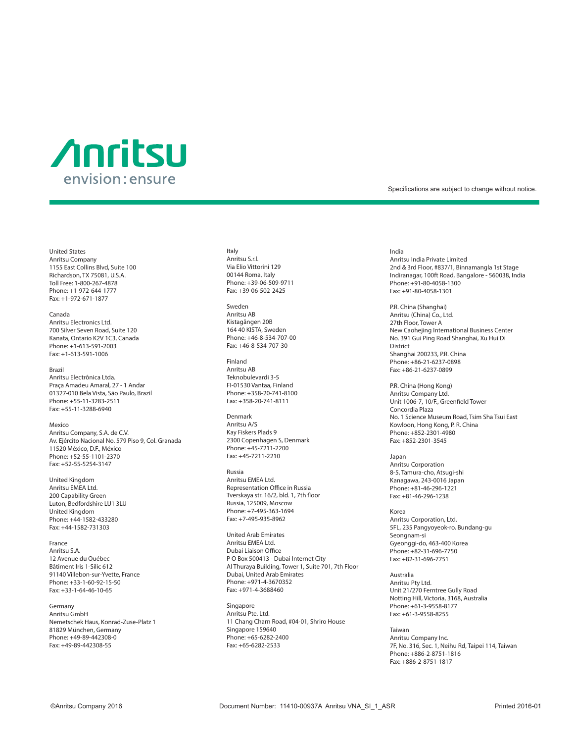Anritsu

envision : ensure

Specifications are subject to change without notice.

United States
Anritsu Company
1155 East Collins Blvd, Suite 100
Richardson, TX 75081, U.S.A.
Toll Free: 1-800-267-4878
Phone: +1-972-644-1777
Fax: +1-972-671-1877

Canada
Anritsu Electronics Ltd.
700 Silver Seven Road, Suite 120
Kanata, Ontario K2V 1C3, Canada
Phone: +1-613-591-2003
Fax: +1-613-591-1006

Brazil
Anritsu Electrônica Ltda.
Praça Amadeu Amaral, 27 - 1 Andar
01327-010 Bela Vista, São Paulo, Brazil
Phone: +55-11-3283-2511
Fax: +55-11-3288-6940

Mexico
Anritsu Company, S.A. de C.V.
Av. Ejército Nacional No. 579 Piso 9, Col. Granada
11520 México, D.F., México
Phone: +52-55-1101-2370
Fax: +52-55-5254-3147

United Kingdom
Anritsu EMEA Ltd.
200 Capability Green
Luton, Bedfordshire LU1 3LU
United Kingdom
Phone: +44-1582-433280
Fax: +44-1582-731303

France
Anritsu S.A.
12 Avenue du Québec
Bâtiment Iris 1-Silic 612
91140 Villebon-sur-Yvette, France
Phone: +33-1-60-92-15-50
Fax: +33-1-64-46-10-65

Germany
Anritsu GmbH
Nemetschek Haus, Konrad-Zuse-Platz 1
81829 München, Germany
Phone: +49-89-442308-0
Fax: +49-89-442308-55

Italy
Anritsu S.r.l.
Via Elio Vittorini 129
00144 Roma, Italy
Phone: +39-06-509-9711
Fax: +39-06-502-2425

Sweden
Anritsu AB
Kistagången 20B
164 40 KISTA, Sweden
Phone: +46-8-534-707-00
Fax: +46-8-534-707-30

Finland
Anritsu AB
Teknobulevardi 3-5
FI-01530 Vantaa, Finland
Phone: +358-20-741-8100
Fax: +358-20-741-8111

Denmark
Anritsu A/S
Kay Fiskers Plads 9
2300 Copenhagen S, Denmark
Phone: +45-7211-2200
Fax: +45-7211-2210

Russia
Anritsu EMEA Ltd.
Representation Office in Russia
Tverskaya str. 16/2, bld. 1, 7th floor
Russia, 125009, Moscow
Phone: +7-495-363-1694
Fax: +7-495-935-8962

United Arab Emirates
Anritsu EMEA Ltd.
Dubai Liaison Office
P O Box 500413 - Dubai Internet City
Al Thuraya Building, Tower 1, Suite 701, 7th Floor
Dubai, United Arab Emirates
Phone: +971-4-3670352
Fax: +971-4-3688460

Singapore
Anritsu Pte. Ltd.
11 Chang Charn Road, #04-01, Shriro House
Singapore 159640
Phone: +65-6282-2400
Fax: +65-6282-2533

India
Anritsu India Private Limited
2nd & 3rd Floor, #837/1, Binnamangla 1st Stage
Indiranagar, 100ft Road, Bangalore - 560038, India
Phone: +91-80-4058-1300
Fax: +91-80-4058-1301

P.R. China (Shanghai)
Anritsu (China) Co., Ltd.
27th Floor, Tower A
New Caohejing International Business Center
No. 391 Gui Ping Road Shanghai, Xu Hui Di
District
Shanghai 200233, P.R. China
Phone: +86-21-6237-0898
Fax: +86-21-6237-0899

P.R. China (Hong Kong)
Anritsu Company Ltd.
Unit 1006-7, 10/F., Greenfield Tower
Concordia Plaza
No. 1 Science Museum Road, Tsim Sha Tsui East
Kowloon, Hong Kong, P. R. China
Phone: +852-2301-4980
Fax: +852-2301-3545

Japan
Anritsu Corporation
8-5, Tamura-cho, Atsugi-shi
Kanagawa, 243-0016 Japan
Phone: +81-46-296-1221
Fax: +81-46-296-1238

Korea
Anritsu Corporation, Ltd.
5FL, 235 Pangyoyeok-ro, Bundang-gu
Seongnam-si
Gyeonggi-do, 463-400 Korea
Phone: +82-31-696-7750
Fax: +82-31-696-7751

Australia
Anritsu Pty Ltd.
Unit 21/270 Ferntree Gully Road
Notting Hill, Victoria, 3168, Australia
Phone: +61-3-9558-8177
Fax: +61-3-9558-8255

Taiwan
Anritsu Company Inc.
7F, No. 316, Sec. 1, Neihu Rd, Taipei 114, Taiwan
Phone: +886-2-8751-1816
Fax: +886-2-8751-1817

©Anritsu Company 2016 Document Number: 11410-00937A Anritsu VNA_SI_1_ASR Printed 2016-01